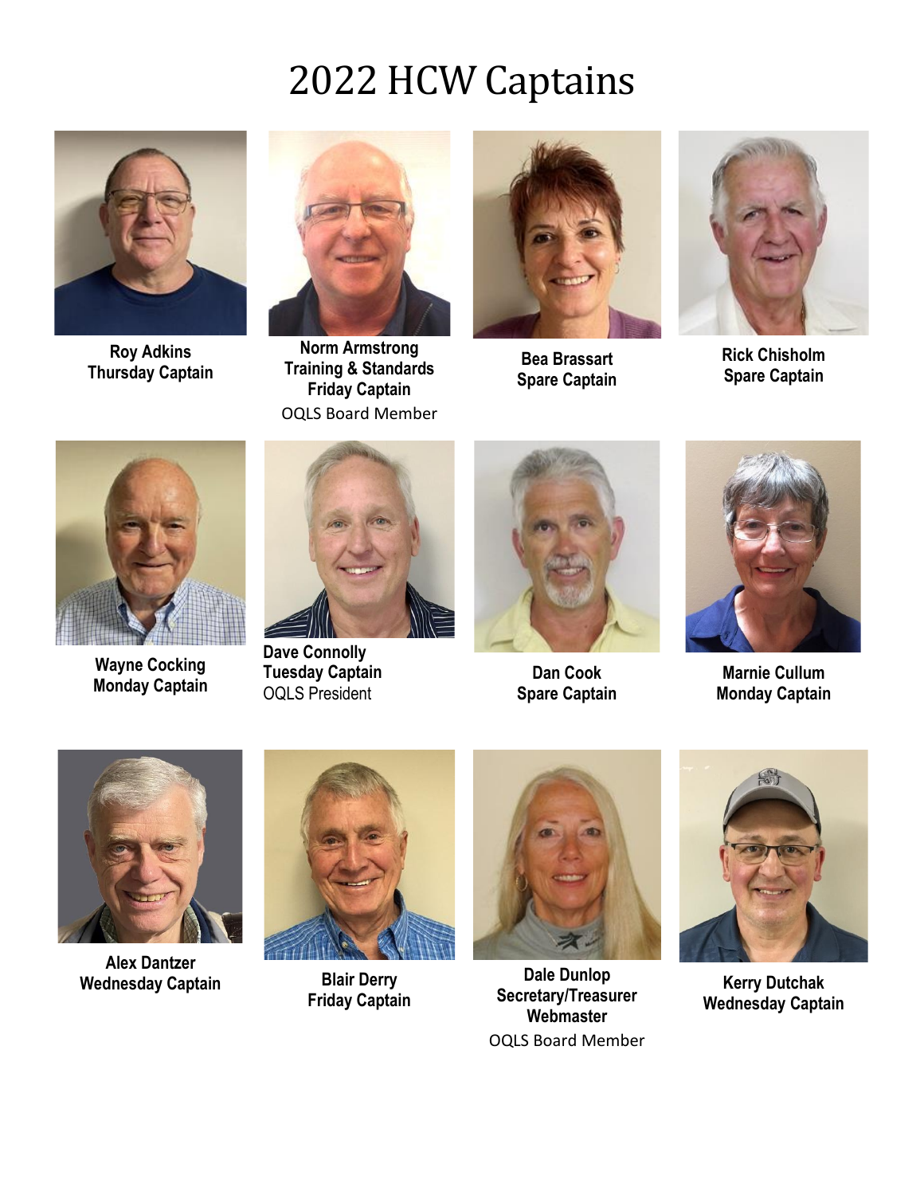# 2022 HCW Captains

**Roy Adkins**
**Thursday Captain**

**Norm Armstrong**
**Training & Standards**
**Friday Captain**
OQLS Board Member

**Bea Brassart**
**Spare Captain**

**Rick Chisholm**
**Spare Captain**

**Wayne Cocking**
**Monday Captain**

**Dave Connolly**
**Tuesday Captain**
OQLS President

**Dan Cook**
**Spare Captain**

**Marnie Cullum**
**Monday Captain**

**Alex Dantzer**
**Wednesday Captain**

**Blair Derry**
**Friday Captain**

**Dale Dunlop**
**Secretary/Treasurer**
**Webmaster**
OQLS Board Member

**Kerry Dutchak**
**Wednesday Captain**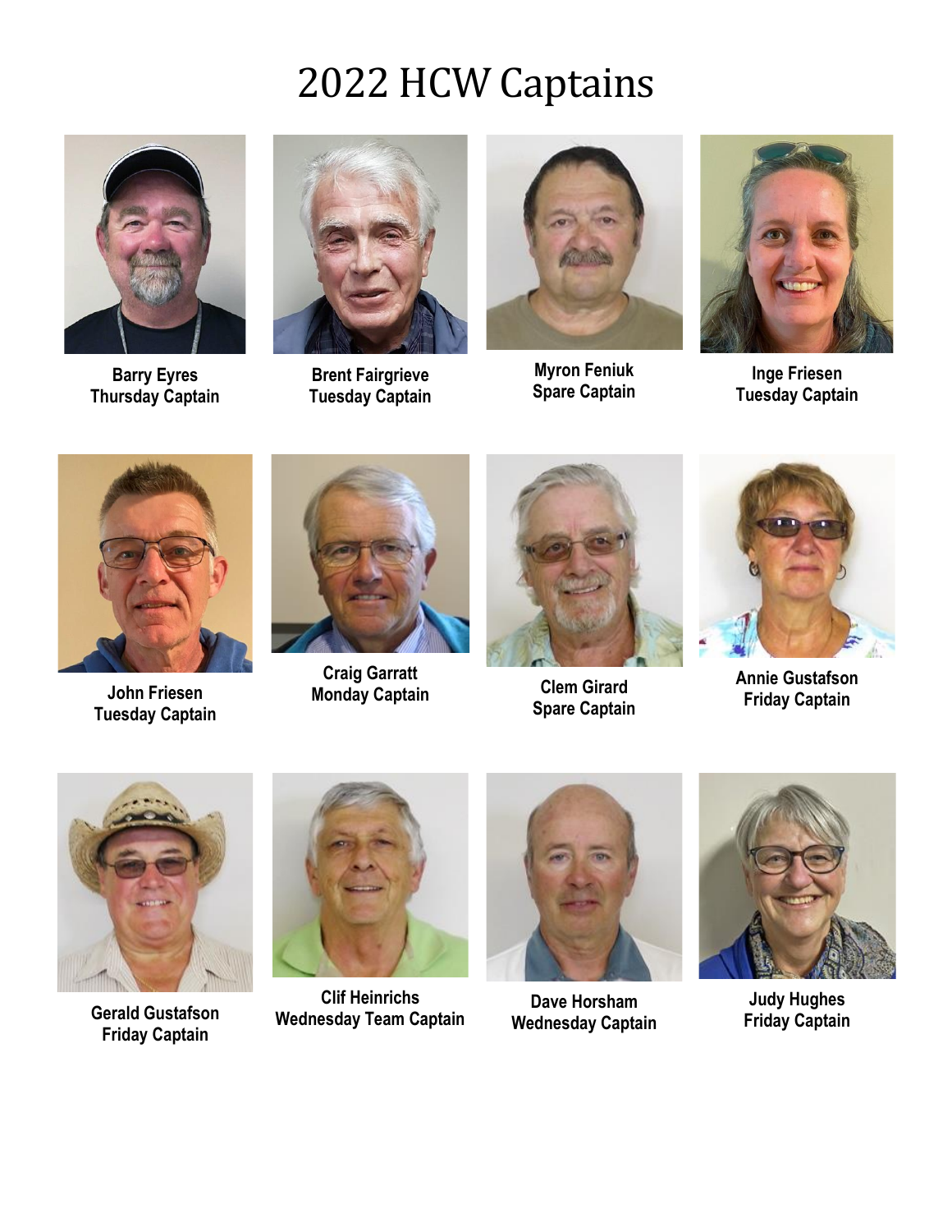# 2022 HCW Captains

**Barry Eyres**
**Thursday Captain**

**Brent Fairgrieve**
**Tuesday Captain**

**Myron Feniuk**
**Spare Captain**

**Inge Friesen**
**Tuesday Captain**

**John Friesen**
**Tuesday Captain**

**Craig Garratt**
**Monday Captain**

**Clem Girard**
**Spare Captain**

**Annie Gustafson**
**Friday Captain**

**Gerald Gustafson**
**Friday Captain**

**Clif Heinrichs**
**Wednesday Team Captain**

**Dave Horsham**
**Wednesday Captain**

**Judy Hughes**
**Friday Captain**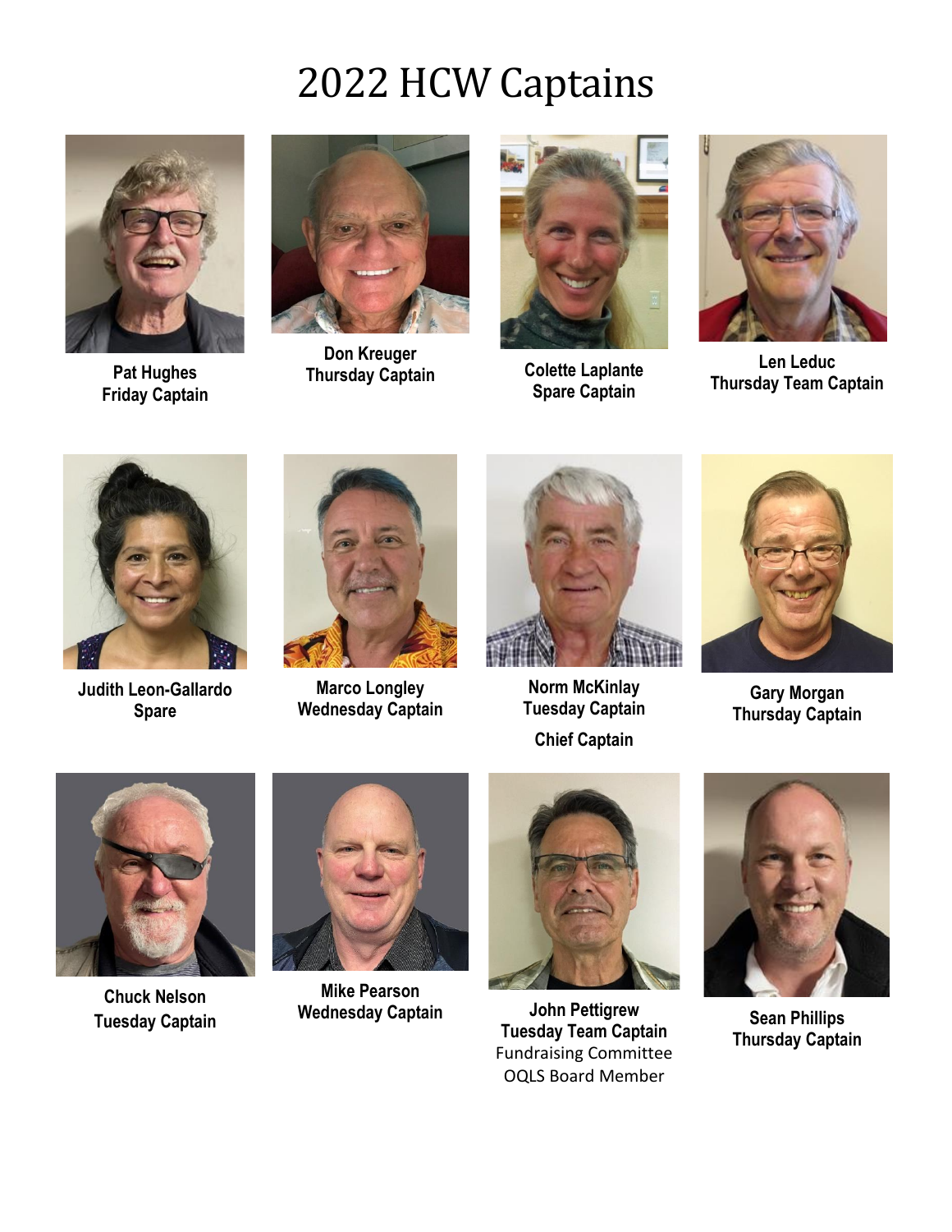# 2022 HCW Captains

**Pat Hughes**
**Friday Captain**

**Don Kreuger**
**Thursday Captain**

**Colette Laplante**
**Spare Captain**

**Len Leduc**
**Thursday Team Captain**

**Judith Leon-Gallardo**
**Spare**

**Marco Longley**
**Wednesday Captain**

**Norm McKinlay**
**Tuesday Captain**

**Chief Captain**

**Gary Morgan**
**Thursday Captain**

**Chuck Nelson**
**Tuesday Captain**

**Mike Pearson**
**Wednesday Captain**

**John Pettigrew**
**Tuesday Team Captain**
Fundraising Committee
OQLS Board Member

**Sean Phillips**
**Thursday Captain**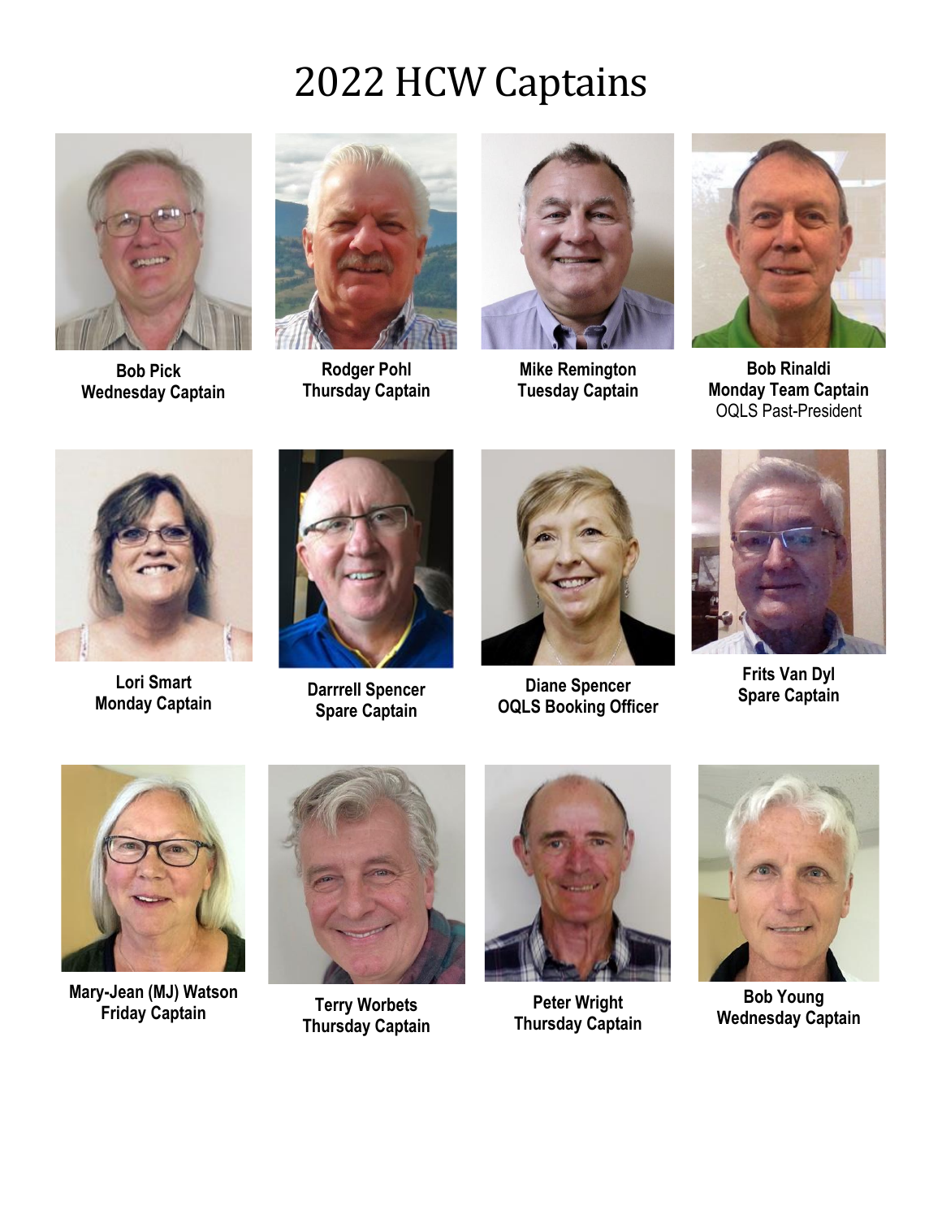# 2022 HCW Captains

**Bob Pick**
**Wednesday Captain**

**Rodger Pohl**
**Thursday Captain**

**Mike Remington**
**Tuesday Captain**

**Bob Rinaldi**
**Monday Team Captain**
OQLS Past-President

**Lori Smart**
**Monday Captain**

**Darrell Spencer**
**Spare Captain**

**Diane Spencer**
**OQLS Booking Officer**

**Frits Van Dyl**
**Spare Captain**

**Mary-Jean (MJ) Watson**
**Friday Captain**

**Terry Worbets**
**Thursday Captain**

**Peter Wright**
**Thursday Captain**

**Bob Young**
**Wednesday Captain**